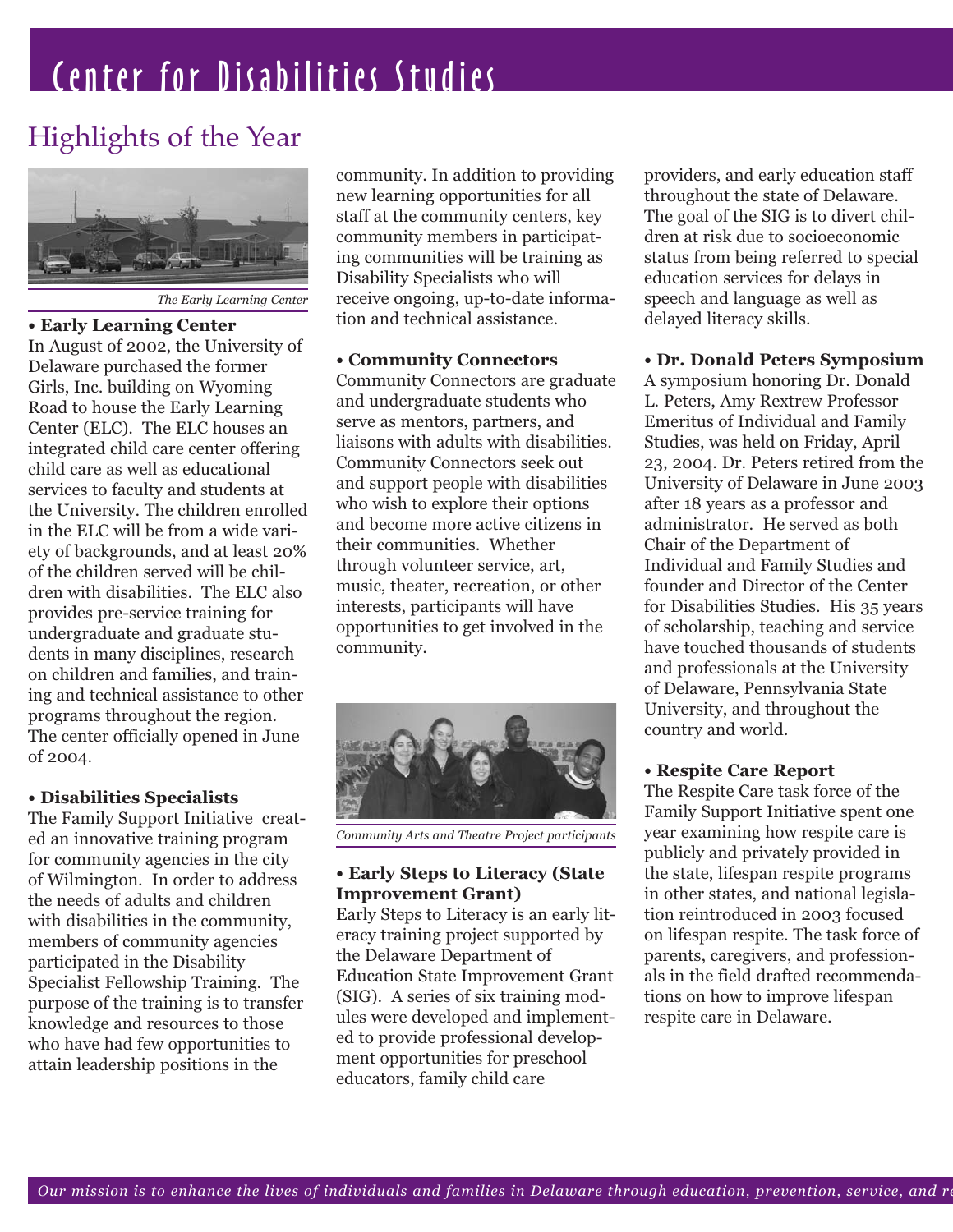# Center for Disabilities Studies

## Highlights of the Year

*The Early Learning Center*

**• Early Learning Center**

In August of 2002, the University of Delaware purchased the former Girls, Inc. building on Wyoming Road to house the Early Learning Center (ELC). The ELC houses an integrated child care center offering child care as well as educational services to faculty and students at the University. The children enrolled in the ELC will be from a wide variety of backgrounds, and at least 20% of the children served will be children with disabilities. The ELC also provides pre-service training for undergraduate and graduate students in many disciplines, research on children and families, and training and technical assistance to other programs throughout the region. The center officially opened in June of 2004.

**• Disabilities Specialists**

The Family Support Initiative created an innovative training program for community agencies in the city of Wilmington. In order to address the needs of adults and children with disabilities in the community, members of community agencies participated in the Disability Specialist Fellowship Training. The purpose of the training is to transfer knowledge and resources to those who have had few opportunities to attain leadership positions in the community. In addition to providing new learning opportunities for all staff at the community centers, key community members in participating communities will be training as Disability Specialists who will receive ongoing, up-to-date information and technical assistance.

**• Community Connectors**

Community Connectors are graduate and undergraduate students who serve as mentors, partners, and liaisons with adults with disabilities. Community Connectors seek out and support people with disabilities who wish to explore their options and become more active citizens in their communities. Whether through volunteer service, art, music, theater, recreation, or other interests, participants will have opportunities to get involved in the community.

*Community Arts and Theatre Project participants*

**• Early Steps to Literacy (State Improvement Grant)**

Early Steps to Literacy is an early literacy training project supported by the Delaware Department of Education State Improvement Grant (SIG). A series of six training modules were developed and implemented to provide professional development opportunities for preschool educators, family child care providers, and early education staff throughout the state of Delaware. The goal of the SIG is to divert children at risk due to socioeconomic status from being referred to special education services for delays in speech and language as well as delayed literacy skills.

**• Dr. Donald Peters Symposium**

A symposium honoring Dr. Donald L. Peters, Amy Rextrew Professor Emeritus of Individual and Family Studies, was held on Friday, April 23, 2004. Dr. Peters retired from the University of Delaware in June 2003 after 18 years as a professor and administrator. He served as both Chair of the Department of Individual and Family Studies and founder and Director of the Center for Disabilities Studies. His 35 years of scholarship, teaching and service have touched thousands of students and professionals at the University of Delaware, Pennsylvania State University, and throughout the country and world.

**• Respite Care Report**

The Respite Care task force of the Family Support Initiative spent one year examining how respite care is publicly and privately provided in the state, lifespan respite programs in other states, and national legislation reintroduced in 2003 focused on lifespan respite. The task force of parents, caregivers, and professionals in the field drafted recommendations on how to improve lifespan respite care in Delaware.

*Our mission is to enhance the lives of individuals and families in Delaware through education, prevention, service, and re*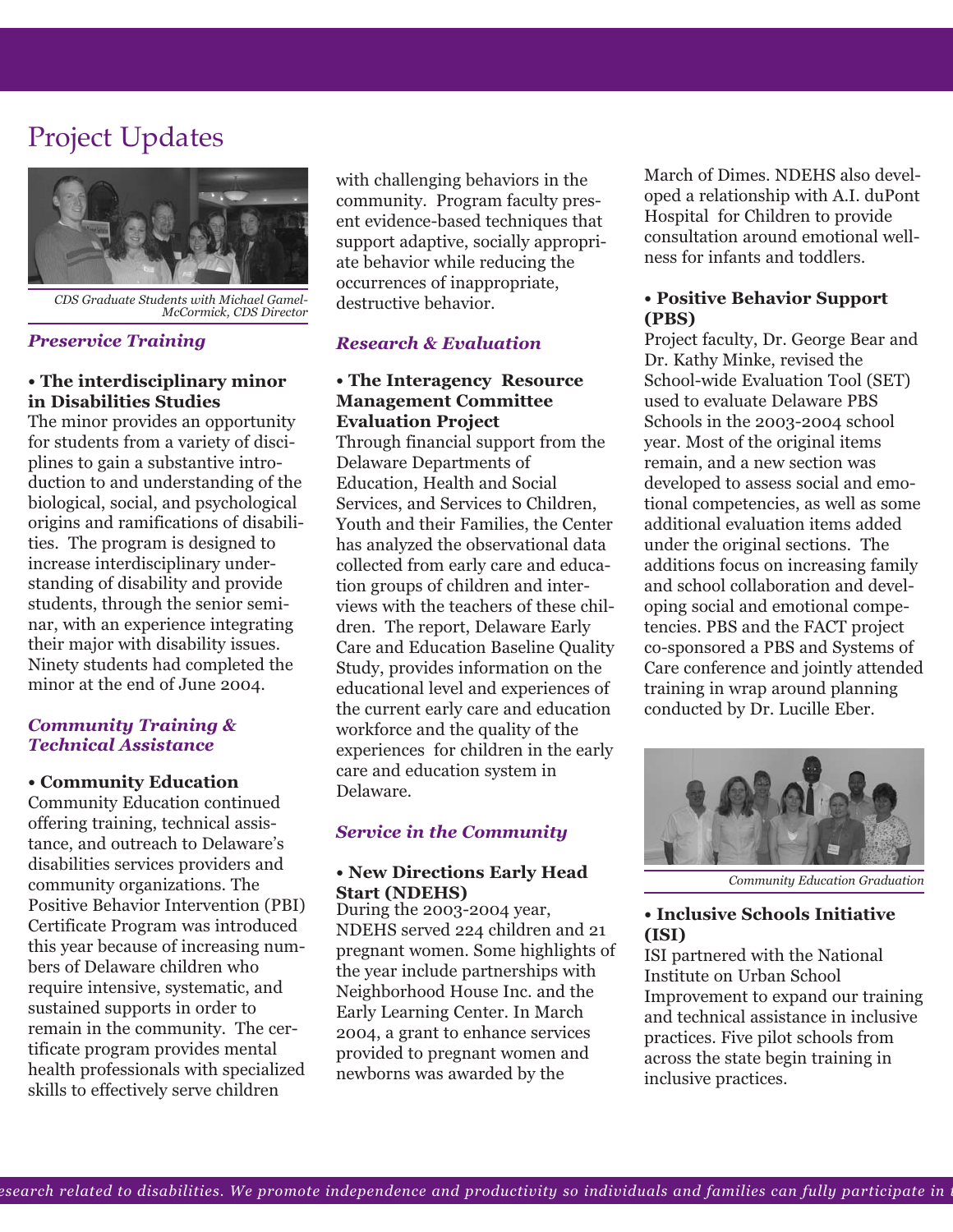# Project Updates

CDS Graduate Students with Michael Gamel-McCormick, CDS Director

## *Preservice Training*

**• The interdisciplinary minor in Disabilities Studies**

The minor provides an opportunity for students from a variety of disciplines to gain a substantive introduction to and understanding of the biological, social, and psychological origins and ramifications of disabilities. The program is designed to increase interdisciplinary understanding of disability and provide students, through the senior seminar, with an experience integrating their major with disability issues. Ninety students had completed the minor at the end of June 2004.

## *Community Training & Technical Assistance*

**• Community Education**

Community Education continued offering training, technical assistance, and outreach to Delaware's disabilities services providers and community organizations. The Positive Behavior Intervention (PBI) Certificate Program was introduced this year because of increasing numbers of Delaware children who require intensive, systematic, and sustained supports in order to remain in the community. The certificate program provides mental health professionals with specialized skills to effectively serve children with challenging behaviors in the community. Program faculty present evidence-based techniques that support adaptive, socially appropriate behavior while reducing the occurrences of inappropriate, destructive behavior.

## *Research & Evaluation*

**• The Interagency Resource Management Committee Evaluation Project**

Through financial support from the Delaware Departments of Education, Health and Social Services, and Services to Children, Youth and their Families, the Center has analyzed the observational data collected from early care and education groups of children and interviews with the teachers of these children. The report, Delaware Early Care and Education Baseline Quality Study, provides information on the educational level and experiences of the current early care and education workforce and the quality of the experiences for children in the early care and education system in Delaware.

## *Service in the Community*

**• New Directions Early Head Start (NDEHS)**

During the 2003-2004 year, NDEHS served 224 children and 21 pregnant women. Some highlights of the year include partnerships with Neighborhood House Inc. and the Early Learning Center. In March 2004, a grant to enhance services provided to pregnant women and newborns was awarded by the March of Dimes. NDEHS also developed a relationship with A.I. duPont Hospital for Children to provide consultation around emotional wellness for infants and toddlers.

**• Positive Behavior Support (PBS)**

Project faculty, Dr. George Bear and Dr. Kathy Minke, revised the School-wide Evaluation Tool (SET) used to evaluate Delaware PBS Schools in the 2003-2004 school year. Most of the original items remain, and a new section was developed to assess social and emotional competencies, as well as some additional evaluation items added under the original sections. The additions focus on increasing family and school collaboration and developing social and emotional competencies. PBS and the FACT project co-sponsored a PBS and Systems of Care conference and jointly attended training in wrap around planning conducted by Dr. Lucille Eber.

Community Education Graduation

**• Inclusive Schools Initiative (ISI)**

ISI partnered with the National Institute on Urban School Improvement to expand our training and technical assistance in inclusive practices. Five pilot schools from across the state begin training in inclusive practices.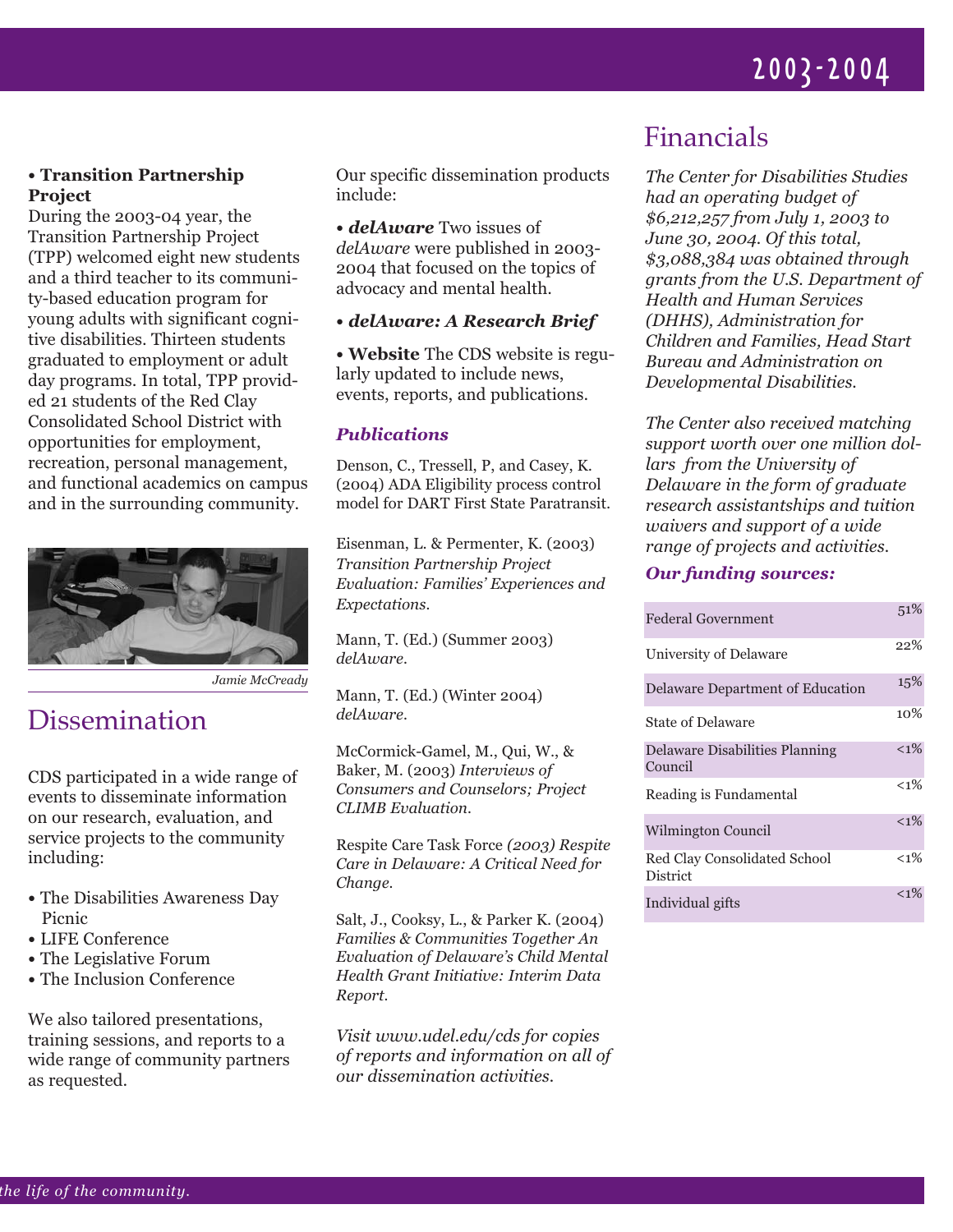**• Transition Partnership Project**

During the 2003-04 year, the Transition Partnership Project (TPP) welcomed eight new students and a third teacher to its community-based education program for young adults with significant cognitive disabilities. Thirteen students graduated to employment or adult day programs. In total, TPP provided 21 students of the Red Clay Consolidated School District with opportunities for employment, recreation, personal management, and functional academics on campus and in the surrounding community.

*Jamie McCready*

## Dissemination

CDS participated in a wide range of events to disseminate information on our research, evaluation, and service projects to the community including:

- The Disabilities Awareness Day Picnic
- LIFE Conference
- The Legislative Forum
- The Inclusion Conference

We also tailored presentations, training sessions, and reports to a wide range of community partners as requested.

Our specific dissemination products include:

• ***delAware*** Two issues of *delAware* were published in 2003-2004 that focused on the topics of advocacy and mental health.

• ***delAware: A Research Brief***

• **Website** The CDS website is regularly updated to include news, events, reports, and publications.

### *Publications*

Denson, C., Tressell, P, and Casey, K. (2004) ADA Eligibility process control model for DART First State Paratransit.

Eisenman, L. & Permenter, K. (2003) *Transition Partnership Project Evaluation: Families' Experiences and Expectations.*

Mann, T. (Ed.) (Summer 2003) *delAware.*

Mann, T. (Ed.) (Winter 2004) *delAware.*

McCormick-Gamel, M., Qui, W., & Baker, M. (2003) *Interviews of Consumers and Counselors; Project CLIMB Evaluation.*

Respite Care Task Force *(2003) Respite Care in Delaware: A Critical Need for Change.*

Salt, J., Cooksy, L., & Parker K. (2004) *Families & Communities Together An Evaluation of Delaware's Child Mental Health Grant Initiative: Interim Data Report.*

*Visit www.udel.edu/cds for copies of reports and information on all of our dissemination activities.*

## Financials

*The Center for Disabilities Studies had an operating budget of $6,212,257 from July 1, 2003 to June 30, 2004. Of this total, $3,088,384 was obtained through grants from the U.S. Department of Health and Human Services (DHHS), Administration for Children and Families, Head Start Bureau and Administration on Developmental Disabilities.*

*The Center also received matching support worth over one million dollars from the University of Delaware in the form of graduate research assistantships and tuition waivers and support of a wide range of projects and activities.*

### *Our funding sources:*

| Source | Percent |
| --- | --- |
| Federal Government | 51% |
| University of Delaware | 22% |
| Delaware Department of Education | 15% |
| State of Delaware | 10% |
| Delaware Disabilities Planning Council | <1% |
| Reading is Fundamental | <1% |
| Wilmington Council | <1% |
| Red Clay Consolidated School District | <1% |
| Individual gifts | <1% |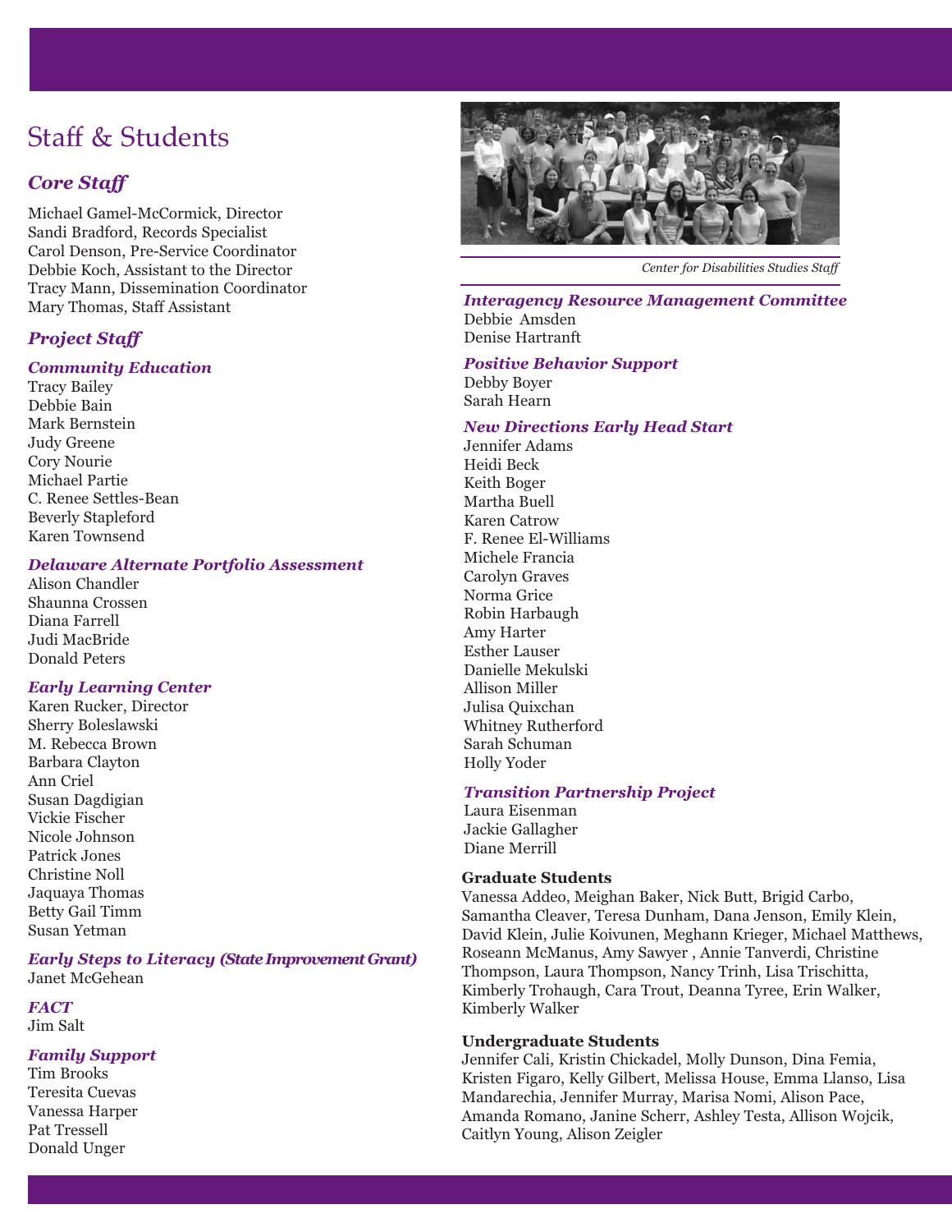# Staff & Students

## *Core Staff*

Michael Gamel-McCormick, Director
Sandi Bradford, Records Specialist
Carol Denson, Pre-Service Coordinator
Debbie Koch, Assistant to the Director
Tracy Mann, Dissemination Coordinator
Mary Thomas, Staff Assistant

## *Project Staff*

### *Community Education*

Tracy Bailey
Debbie Bain
Mark Bernstein
Judy Greene
Cory Nourie
Michael Partie
C. Renee Settles-Bean
Beverly Stapleford
Karen Townsend

### *Delaware Alternate Portfolio Assessment*

Alison Chandler
Shaunna Crossen
Diana Farrell
Judi MacBride
Donald Peters

### *Early Learning Center*

Karen Rucker, Director
Sherry Boleslawski
M. Rebecca Brown
Barbara Clayton
Ann Criel
Susan Dagdigian
Vickie Fischer
Nicole Johnson
Patrick Jones
Christine Noll
Jaquaya Thomas
Betty Gail Timm
Susan Yetman

### *Early Steps to Literacy (State Improvement Grant)*

Janet McGehean

### *FACT*

Jim Salt

### *Family Support*

Tim Brooks
Teresita Cuevas
Vanessa Harper
Pat Tressell
Donald Unger

*Center for Disabilities Studies Staff*

### *Interagency Resource Management Committee*

Debbie Amsden
Denise Hartranft

### *Positive Behavior Support*

Debby Boyer
Sarah Hearn

### *New Directions Early Head Start*

Jennifer Adams
Heidi Beck
Keith Boger
Martha Buell
Karen Catrow
F. Renee El-Williams
Michele Francia
Carolyn Graves
Norma Grice
Robin Harbaugh
Amy Harter
Esther Lauser
Danielle Mekulski
Allison Miller
Julisa Quixchan
Whitney Rutherford
Sarah Schuman
Holly Yoder

### *Transition Partnership Project*

Laura Eisenman
Jackie Gallagher
Diane Merrill

**Graduate Students**

Vanessa Addeo, Meighan Baker, Nick Butt, Brigid Carbo, Samantha Cleaver, Teresa Dunham, Dana Jenson, Emily Klein, David Klein, Julie Koivunen, Meghann Krieger, Michael Matthews, Roseann McManus, Amy Sawyer , Annie Tanverdi, Christine Thompson, Laura Thompson, Nancy Trinh, Lisa Trischitta, Kimberly Trohaugh, Cara Trout, Deanna Tyree, Erin Walker, Kimberly Walker

**Undergraduate Students**

Jennifer Cali, Kristin Chickadel, Molly Dunson, Dina Femia, Kristen Figaro, Kelly Gilbert, Melissa House, Emma Llanso, Lisa Mandarechia, Jennifer Murray, Marisa Nomi, Alison Pace, Amanda Romano, Janine Scherr, Ashley Testa, Allison Wojcik, Caitlyn Young, Alison Zeigler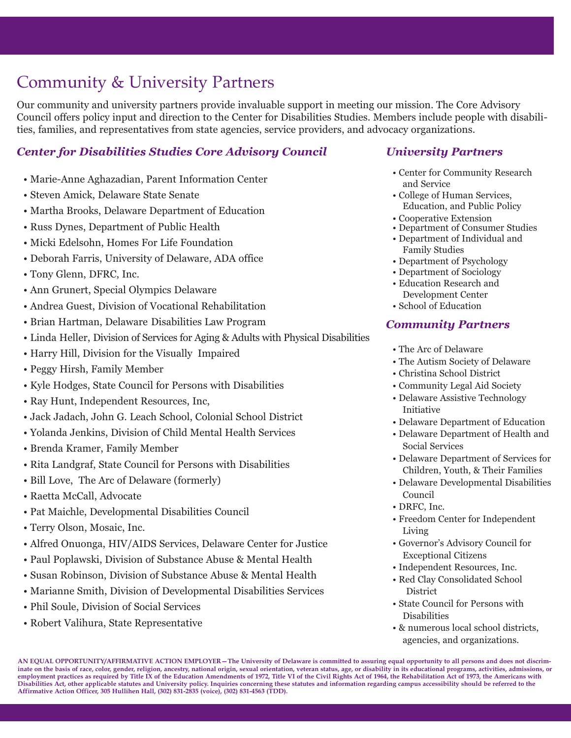# Community & University Partners

Our community and university partners provide invaluable support in meeting our mission. The Core Advisory Council offers policy input and direction to the Center for Disabilities Studies. Members include people with disabilities, families, and representatives from state agencies, service providers, and advocacy organizations.

## *Center for Disabilities Studies Core Advisory Council*

- Marie-Anne Aghazadian, Parent Information Center
- Steven Amick, Delaware State Senate
- Martha Brooks, Delaware Department of Education
- Russ Dynes, Department of Public Health
- Micki Edelsohn, Homes For Life Foundation
- Deborah Farris, University of Delaware, ADA office
- Tony Glenn, DFRC, Inc.
- Ann Grunert, Special Olympics Delaware
- Andrea Guest, Division of Vocational Rehabilitation
- Brian Hartman, Delaware Disabilities Law Program
- Linda Heller, Division of Services for Aging & Adults with Physical Disabilities
- Harry Hill, Division for the Visually Impaired
- Peggy Hirsh, Family Member
- Kyle Hodges, State Council for Persons with Disabilities
- Ray Hunt, Independent Resources, Inc,
- Jack Jadach, John G. Leach School, Colonial School District
- Yolanda Jenkins, Division of Child Mental Health Services
- Brenda Kramer, Family Member
- Rita Landgraf, State Council for Persons with Disabilities
- Bill Love, The Arc of Delaware (formerly)
- Raetta McCall, Advocate
- Pat Maichle, Developmental Disabilities Council
- Terry Olson, Mosaic, Inc.
- Alfred Onuonga, HIV/AIDS Services, Delaware Center for Justice
- Paul Poplawski, Division of Substance Abuse & Mental Health
- Susan Robinson, Division of Substance Abuse & Mental Health
- Marianne Smith, Division of Developmental Disabilities Services
- Phil Soule, Division of Social Services
- Robert Valihura, State Representative

## *University Partners*

- Center for Community Research and Service
- College of Human Services, Education, and Public Policy
- Cooperative Extension
- Department of Consumer Studies
- Department of Individual and Family Studies
- Department of Psychology
- Department of Sociology
- Education Research and Development Center
- School of Education

## *Community Partners*

- The Arc of Delaware
- The Autism Society of Delaware
- Christina School District
- Community Legal Aid Society
- Delaware Assistive Technology Initiative
- Delaware Department of Education
- Delaware Department of Health and Social Services
- Delaware Department of Services for Children, Youth, & Their Families
- Delaware Developmental Disabilities Council
- DRFC, Inc.
- Freedom Center for Independent Living
- Governor's Advisory Council for Exceptional Citizens
- Independent Resources, Inc.
- Red Clay Consolidated School District
- State Council for Persons with Disabilities
- & numerous local school districts, agencies, and organizations.

**AN EQUAL OPPORTUNITY/AFFIRMATIVE ACTION EMPLOYER—The University of Delaware is committed to assuring equal opportunity to all persons and does not discriminate on the basis of race, color, gender, religion, ancestry, national origin, sexual orientation, veteran status, age, or disability in its educational programs, activities, admissions, or employment practices as required by Title IX of the Education Amendments of 1972, Title VI of the Civil Rights Act of 1964, the Rehabilitation Act of 1973, the Americans with Disabilities Act, other applicable statutes and University policy. Inquiries concerning these statutes and information regarding campus accessibility should be referred to the Affirmative Action Officer, 305 Hullihen Hall, (302) 831-2835 (voice), (302) 831-4563 (TDD).**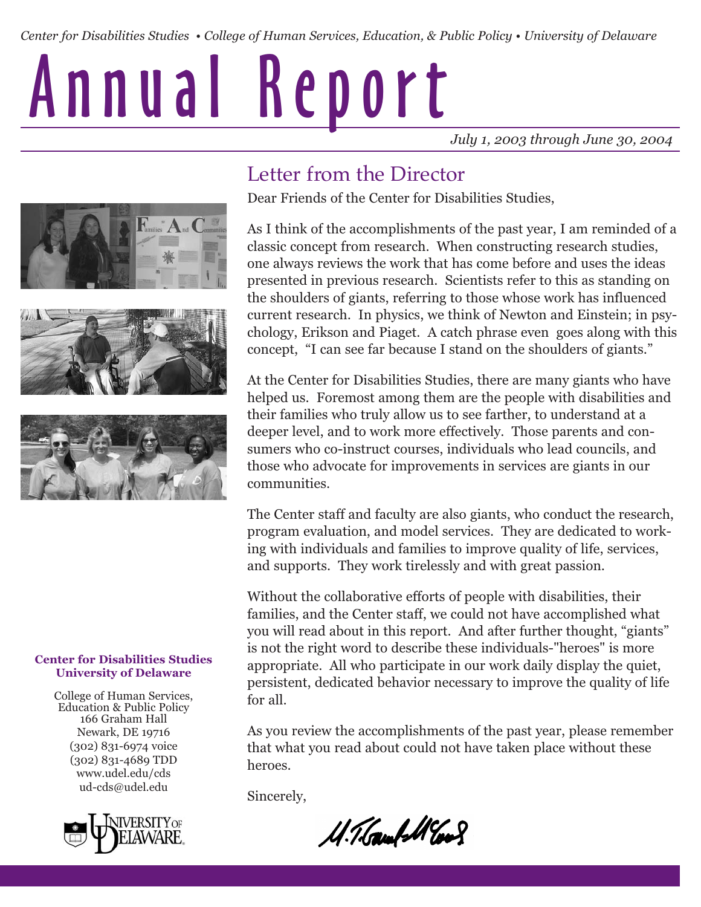*Center for Disabilities Studies • College of Human Services, Education, & Public Policy • University of Delaware*

# Annual Report

*July 1, 2003 through June 30, 2004*

## Letter from the Director

Dear Friends of the Center for Disabilities Studies,

As I think of the accomplishments of the past year, I am reminded of a classic concept from research. When constructing research studies, one always reviews the work that has come before and uses the ideas presented in previous research. Scientists refer to this as standing on the shoulders of giants, referring to those whose work has influenced current research. In physics, we think of Newton and Einstein; in psychology, Erikson and Piaget. A catch phrase even goes along with this concept, "I can see far because I stand on the shoulders of giants."

At the Center for Disabilities Studies, there are many giants who have helped us. Foremost among them are the people with disabilities and their families who truly allow us to see farther, to understand at a deeper level, and to work more effectively. Those parents and consumers who co-instruct courses, individuals who lead councils, and those who advocate for improvements in services are giants in our communities.

The Center staff and faculty are also giants, who conduct the research, program evaluation, and model services. They are dedicated to working with individuals and families to improve quality of life, services, and supports. They work tirelessly and with great passion.

Without the collaborative efforts of people with disabilities, their families, and the Center staff, we could not have accomplished what you will read about in this report. And after further thought, "giants" is not the right word to describe these individuals-"heroes" is more appropriate. All who participate in our work daily display the quiet, persistent, dedicated behavior necessary to improve the quality of life for all.

As you review the accomplishments of the past year, please remember that what you read about could not have taken place without these heroes.

Sincerely,

M. T. Gamel-McCormick

**Center for Disabilities Studies**
**University of Delaware**

College of Human Services,
Education & Public Policy
166 Graham Hall
Newark, DE 19716
(302) 831-6974 voice
(302) 831-4689 TDD
www.udel.edu/cds
ud-cds@udel.edu

University of Delaware